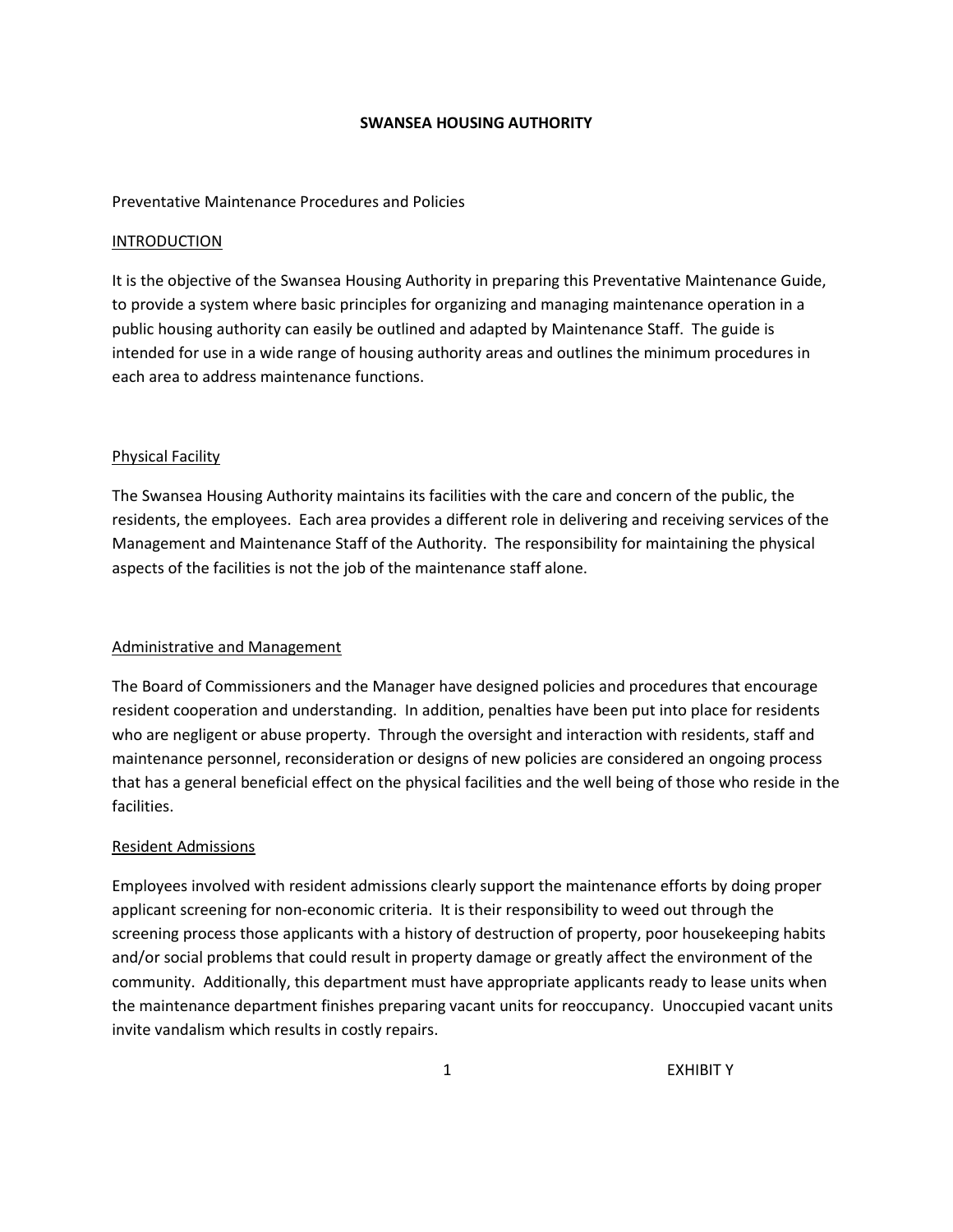# SWANSEA HOUSING AUTHORITY

Preventative Maintenance Procedures and Policies

## INTRODUCTION

It is the objective of the Swansea Housing Authority in preparing this Preventative Maintenance Guide, to provide a system where basic principles for organizing and managing maintenance operation in a public housing authority can easily be outlined and adapted by Maintenance Staff. The guide is intended for use in a wide range of housing authority areas and outlines the minimum procedures in each area to address maintenance functions.

## Physical Facility

The Swansea Housing Authority maintains its facilities with the care and concern of the public, the residents, the employees. Each area provides a different role in delivering and receiving services of the Management and Maintenance Staff of the Authority. The responsibility for maintaining the physical aspects of the facilities is not the job of the maintenance staff alone.

## Administrative and Management

The Board of Commissioners and the Manager have designed policies and procedures that encourage resident cooperation and understanding. In addition, penalties have been put into place for residents who are negligent or abuse property. Through the oversight and interaction with residents, staff and maintenance personnel, reconsideration or designs of new policies are considered an ongoing process that has a general beneficial effect on the physical facilities and the well being of those who reside in the facilities.

## Resident Admissions

Employees involved with resident admissions clearly support the maintenance efforts by doing proper applicant screening for non-economic criteria. It is their responsibility to weed out through the screening process those applicants with a history of destruction of property, poor housekeeping habits and/or social problems that could result in property damage or greatly affect the environment of the community. Additionally, this department must have appropriate applicants ready to lease units when the maintenance department finishes preparing vacant units for reoccupancy. Unoccupied vacant units invite vandalism which results in costly repairs.

EXHIBIT Y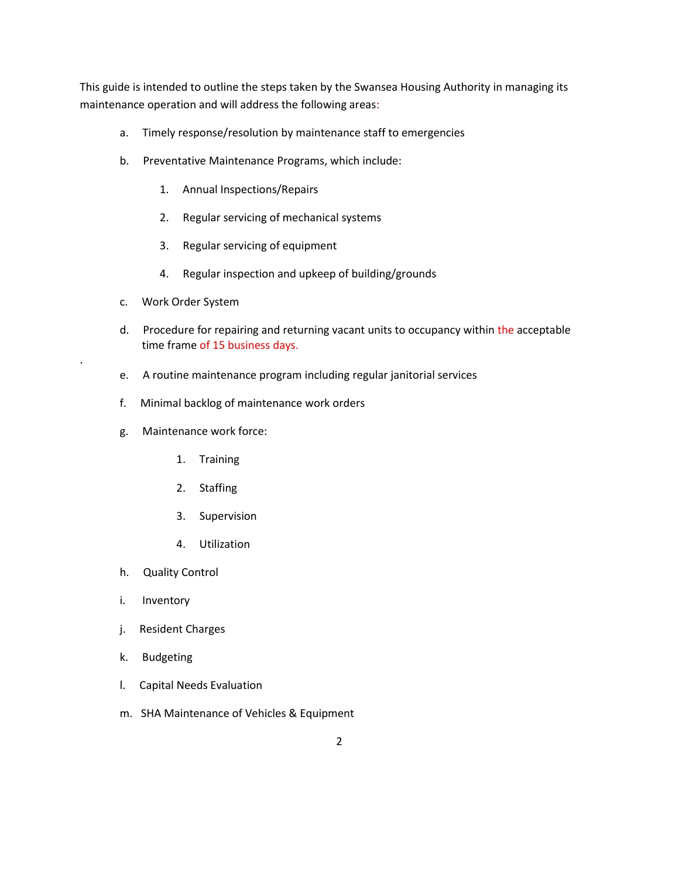This guide is intended to outline the steps taken by the Swansea Housing Authority in managing its maintenance operation and will address the following areas:

a. Timely response/resolution by maintenance staff to emergencies

b. Preventative Maintenance Programs, which include:

   1. Annual Inspections/Repairs
   2. Regular servicing of mechanical systems
   3. Regular servicing of equipment
   4. Regular inspection and upkeep of building/grounds

c. Work Order System

d. Procedure for repairing and returning vacant units to occupancy within the acceptable time frame of 15 business days.

e. A routine maintenance program including regular janitorial services

f. Minimal backlog of maintenance work orders

g. Maintenance work force:

   1. Training
   2. Staffing
   3. Supervision
   4. Utilization

h. Quality Control

i. Inventory

j. Resident Charges

k. Budgeting

l. Capital Needs Evaluation

m. SHA Maintenance of Vehicles & Equipment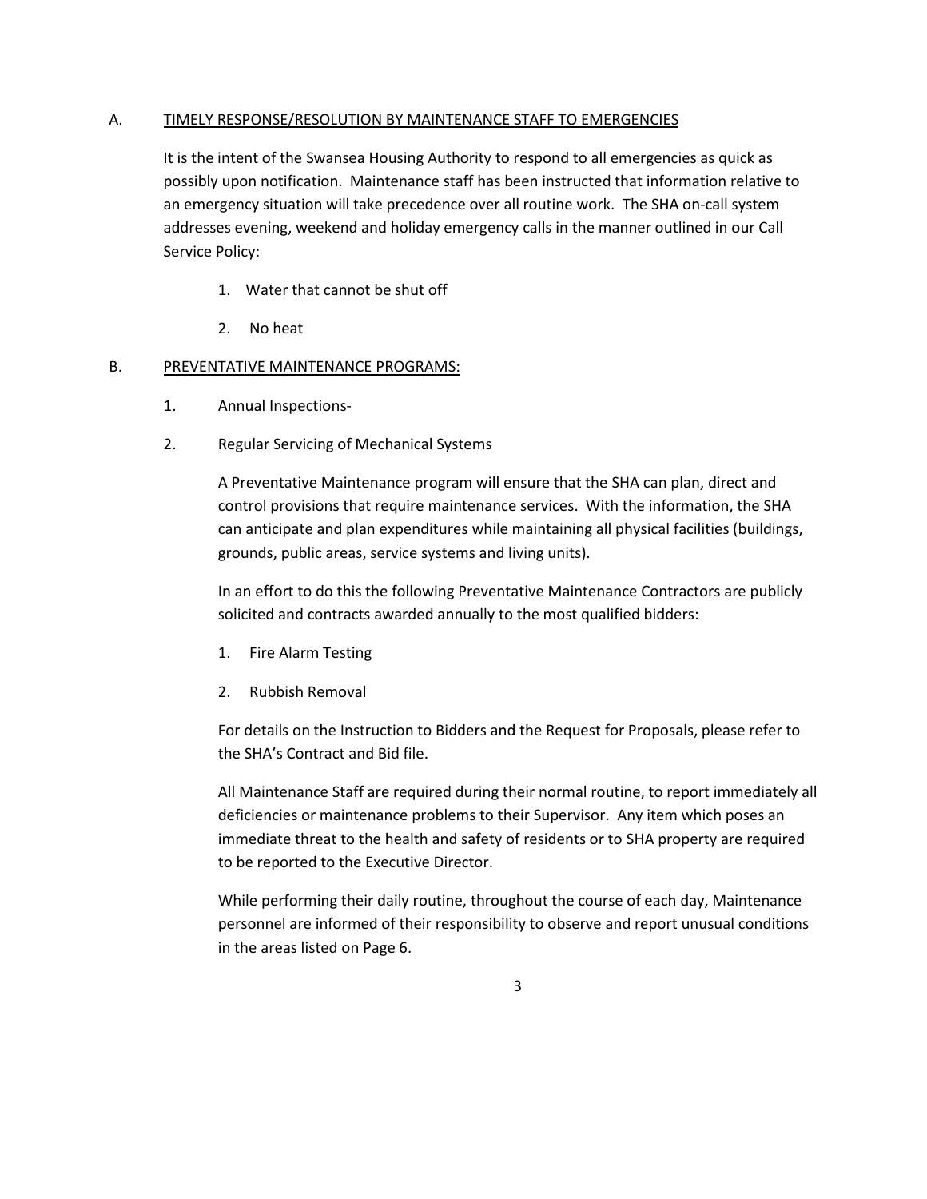A. <u>TIMELY RESPONSE/RESOLUTION BY MAINTENANCE STAFF TO EMERGENCIES</u>

It is the intent of the Swansea Housing Authority to respond to all emergencies as quick as possibly upon notification. Maintenance staff has been instructed that information relative to an emergency situation will take precedence over all routine work. The SHA on-call system addresses evening, weekend and holiday emergency calls in the manner outlined in our Call Service Policy:

1. Water that cannot be shut off
2. No heat

B. <u>PREVENTATIVE MAINTENANCE PROGRAMS:</u>

1. Annual Inspections-
2. <u>Regular Servicing of Mechanical Systems</u>

A Preventative Maintenance program will ensure that the SHA can plan, direct and control provisions that require maintenance services. With the information, the SHA can anticipate and plan expenditures while maintaining all physical facilities (buildings, grounds, public areas, service systems and living units).

In an effort to do this the following Preventative Maintenance Contractors are publicly solicited and contracts awarded annually to the most qualified bidders:

1. Fire Alarm Testing
2. Rubbish Removal

For details on the Instruction to Bidders and the Request for Proposals, please refer to the SHA's Contract and Bid file.

All Maintenance Staff are required during their normal routine, to report immediately all deficiencies or maintenance problems to their Supervisor. Any item which poses an immediate threat to the health and safety of residents or to SHA property are required to be reported to the Executive Director.

While performing their daily routine, throughout the course of each day, Maintenance personnel are informed of their responsibility to observe and report unusual conditions in the areas listed on Page 6.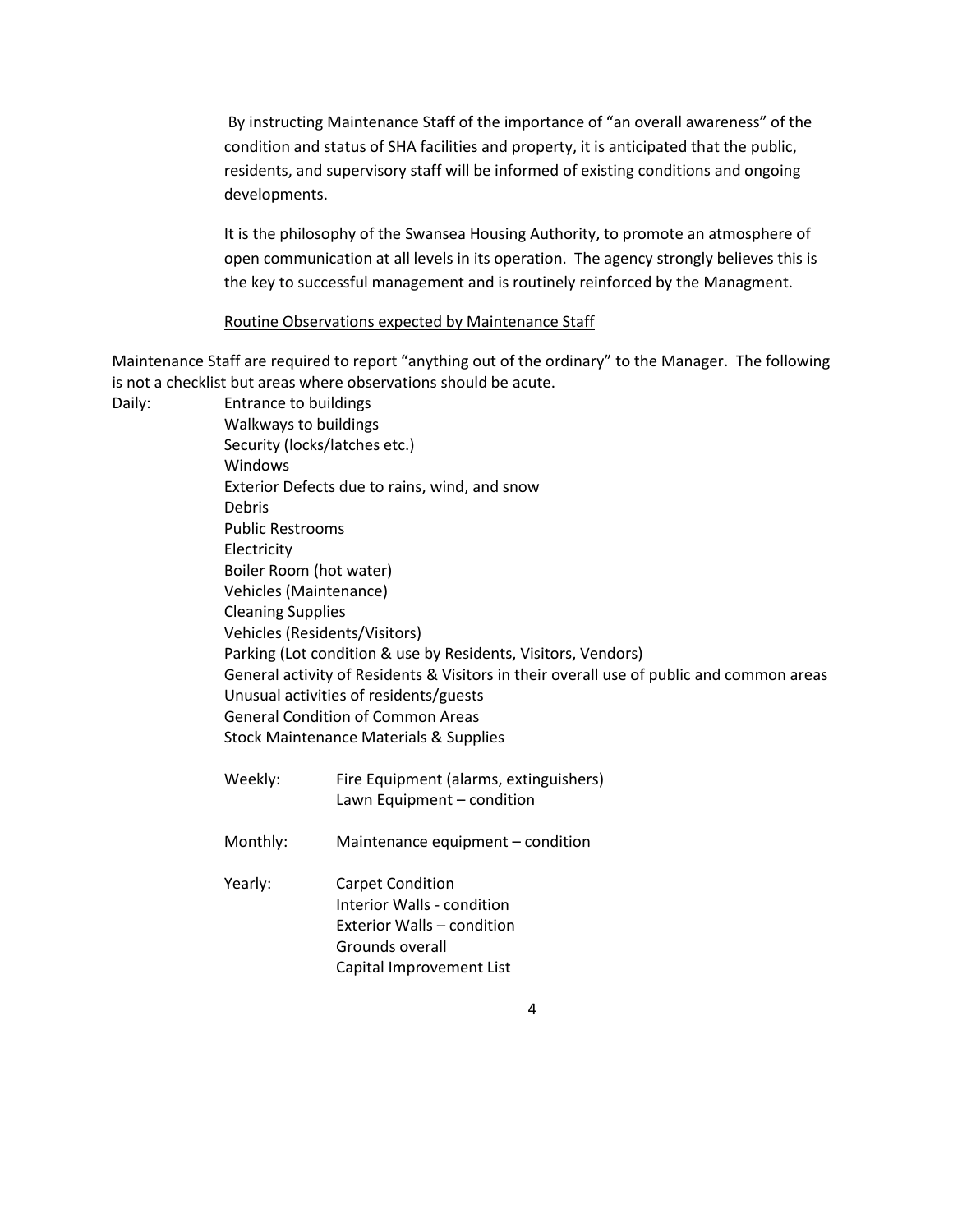By instructing Maintenance Staff of the importance of "an overall awareness" of the condition and status of SHA facilities and property, it is anticipated that the public, residents, and supervisory staff will be informed of existing conditions and ongoing developments.

It is the philosophy of the Swansea Housing Authority, to promote an atmosphere of open communication at all levels in its operation. The agency strongly believes this is the key to successful management and is routinely reinforced by the Managment.

<u>Routine Observations expected by Maintenance Staff</u>

Maintenance Staff are required to report "anything out of the ordinary" to the Manager. The following is not a checklist but areas where observations should be acute.

Daily:
- Entrance to buildings
- Walkways to buildings
- Security (locks/latches etc.)
- Windows
- Exterior Defects due to rains, wind, and snow
- Debris
- Public Restrooms
- Electricity
- Boiler Room (hot water)
- Vehicles (Maintenance)
- Cleaning Supplies
- Vehicles (Residents/Visitors)
- Parking (Lot condition & use by Residents, Visitors, Vendors)
- General activity of Residents & Visitors in their overall use of public and common areas
- Unusual activities of residents/guests
- General Condition of Common Areas
- Stock Maintenance Materials & Supplies

Weekly:
- Fire Equipment (alarms, extinguishers)
- Lawn Equipment – condition

Monthly:
- Maintenance equipment – condition

Yearly:
- Carpet Condition
- Interior Walls - condition
- Exterior Walls – condition
- Grounds overall
- Capital Improvement List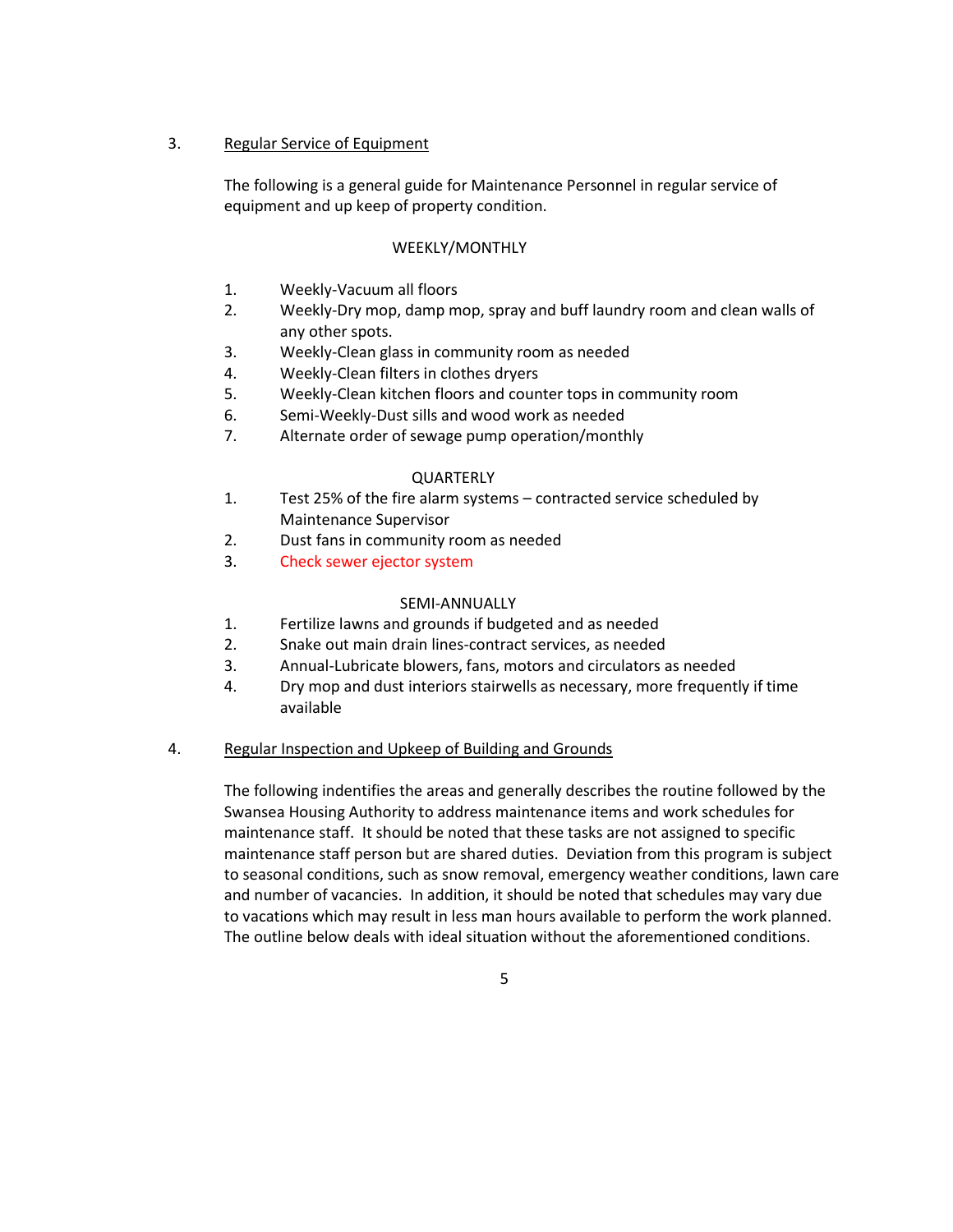3. <u>Regular Service of Equipment</u>

The following is a general guide for Maintenance Personnel in regular service of equipment and up keep of property condition.

WEEKLY/MONTHLY

1. Weekly-Vacuum all floors
2. Weekly-Dry mop, damp mop, spray and buff laundry room and clean walls of any other spots.
3. Weekly-Clean glass in community room as needed
4. Weekly-Clean filters in clothes dryers
5. Weekly-Clean kitchen floors and counter tops in community room
6. Semi-Weekly-Dust sills and wood work as needed
7. Alternate order of sewage pump operation/monthly

QUARTERLY

1. Test 25% of the fire alarm systems – contracted service scheduled by Maintenance Supervisor
2. Dust fans in community room as needed
3. Check sewer ejector system

SEMI-ANNUALLY

1. Fertilize lawns and grounds if budgeted and as needed
2. Snake out main drain lines-contract services, as needed
3. Annual-Lubricate blowers, fans, motors and circulators as needed
4. Dry mop and dust interiors stairwells as necessary, more frequently if time available

4. <u>Regular Inspection and Upkeep of Building and Grounds</u>

The following indentifies the areas and generally describes the routine followed by the Swansea Housing Authority to address maintenance items and work schedules for maintenance staff. It should be noted that these tasks are not assigned to specific maintenance staff person but are shared duties. Deviation from this program is subject to seasonal conditions, such as snow removal, emergency weather conditions, lawn care and number of vacancies. In addition, it should be noted that schedules may vary due to vacations which may result in less man hours available to perform the work planned. The outline below deals with ideal situation without the aforementioned conditions.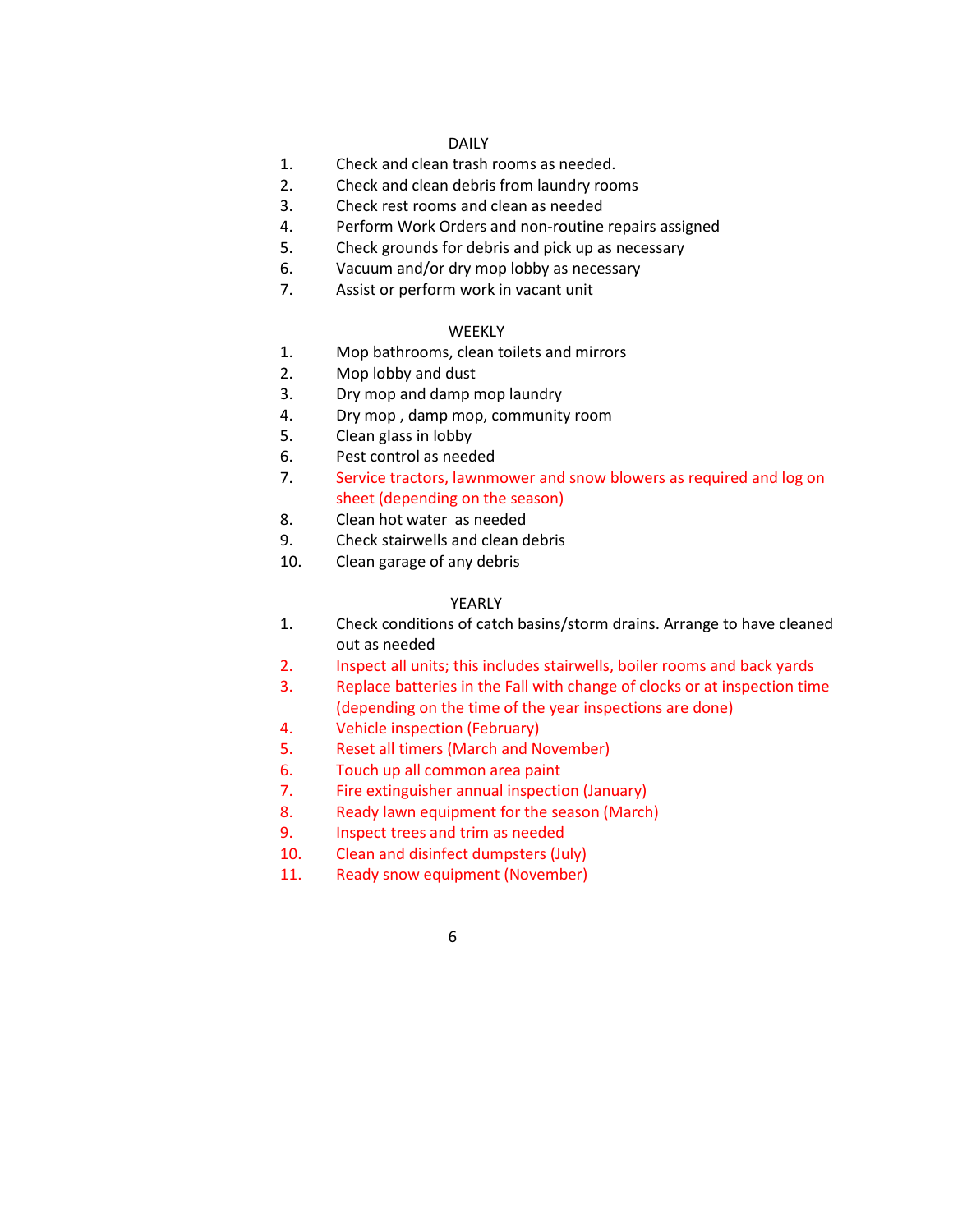## DAILY

1. Check and clean trash rooms as needed.
2. Check and clean debris from laundry rooms
3. Check rest rooms and clean as needed
4. Perform Work Orders and non-routine repairs assigned
5. Check grounds for debris and pick up as necessary
6. Vacuum and/or dry mop lobby as necessary
7. Assist or perform work in vacant unit

## WEEKLY

1. Mop bathrooms, clean toilets and mirrors
2. Mop lobby and dust
3. Dry mop and damp mop laundry
4. Dry mop , damp mop, community room
5. Clean glass in lobby
6. Pest control as needed
7. Service tractors, lawnmower and snow blowers as required and log on sheet (depending on the season)
8. Clean hot water as needed
9. Check stairwells and clean debris
10. Clean garage of any debris

## YEARLY

1. Check conditions of catch basins/storm drains. Arrange to have cleaned out as needed
2. Inspect all units; this includes stairwells, boiler rooms and back yards
3. Replace batteries in the Fall with change of clocks or at inspection time (depending on the time of the year inspections are done)
4. Vehicle inspection (February)
5. Reset all timers (March and November)
6. Touch up all common area paint
7. Fire extinguisher annual inspection (January)
8. Ready lawn equipment for the season (March)
9. Inspect trees and trim as needed
10. Clean and disinfect dumpsters (July)
11. Ready snow equipment (November)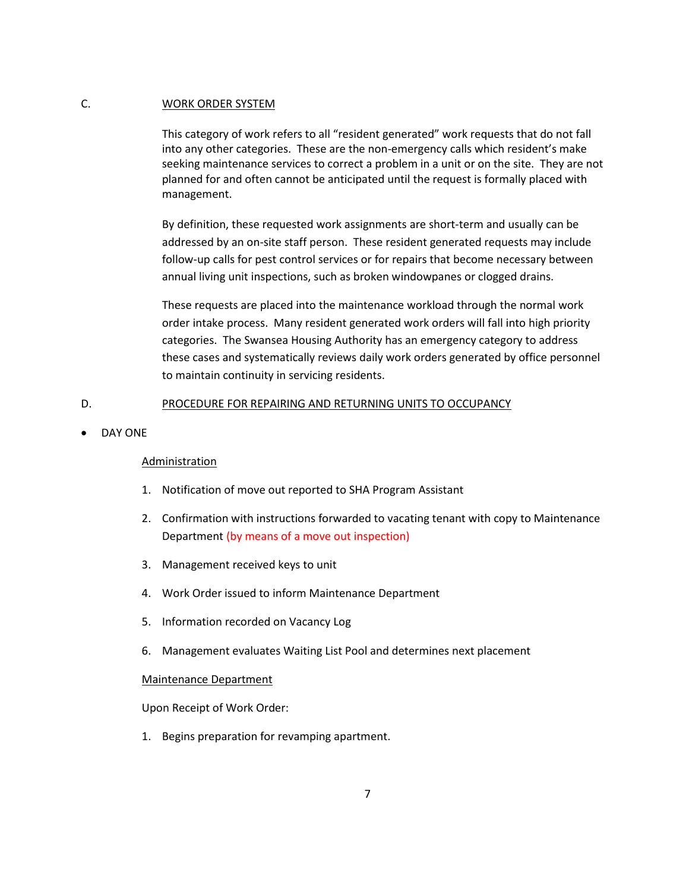C. <u>WORK ORDER SYSTEM</u>

This category of work refers to all "resident generated" work requests that do not fall into any other categories. These are the non-emergency calls which resident's make seeking maintenance services to correct a problem in a unit or on the site. They are not planned for and often cannot be anticipated until the request is formally placed with management.

By definition, these requested work assignments are short-term and usually can be addressed by an on-site staff person. These resident generated requests may include follow-up calls for pest control services or for repairs that become necessary between annual living unit inspections, such as broken windowpanes or clogged drains.

These requests are placed into the maintenance workload through the normal work order intake process. Many resident generated work orders will fall into high priority categories. The Swansea Housing Authority has an emergency category to address these cases and systematically reviews daily work orders generated by office personnel to maintain continuity in servicing residents.

D. <u>PROCEDURE FOR REPAIRING AND RETURNING UNITS TO OCCUPANCY</u>

- DAY ONE

<u>Administration</u>

1. Notification of move out reported to SHA Program Assistant
2. Confirmation with instructions forwarded to vacating tenant with copy to Maintenance Department (by means of a move out inspection)
3. Management received keys to unit
4. Work Order issued to inform Maintenance Department
5. Information recorded on Vacancy Log
6. Management evaluates Waiting List Pool and determines next placement

<u>Maintenance Department</u>

Upon Receipt of Work Order:

1. Begins preparation for revamping apartment.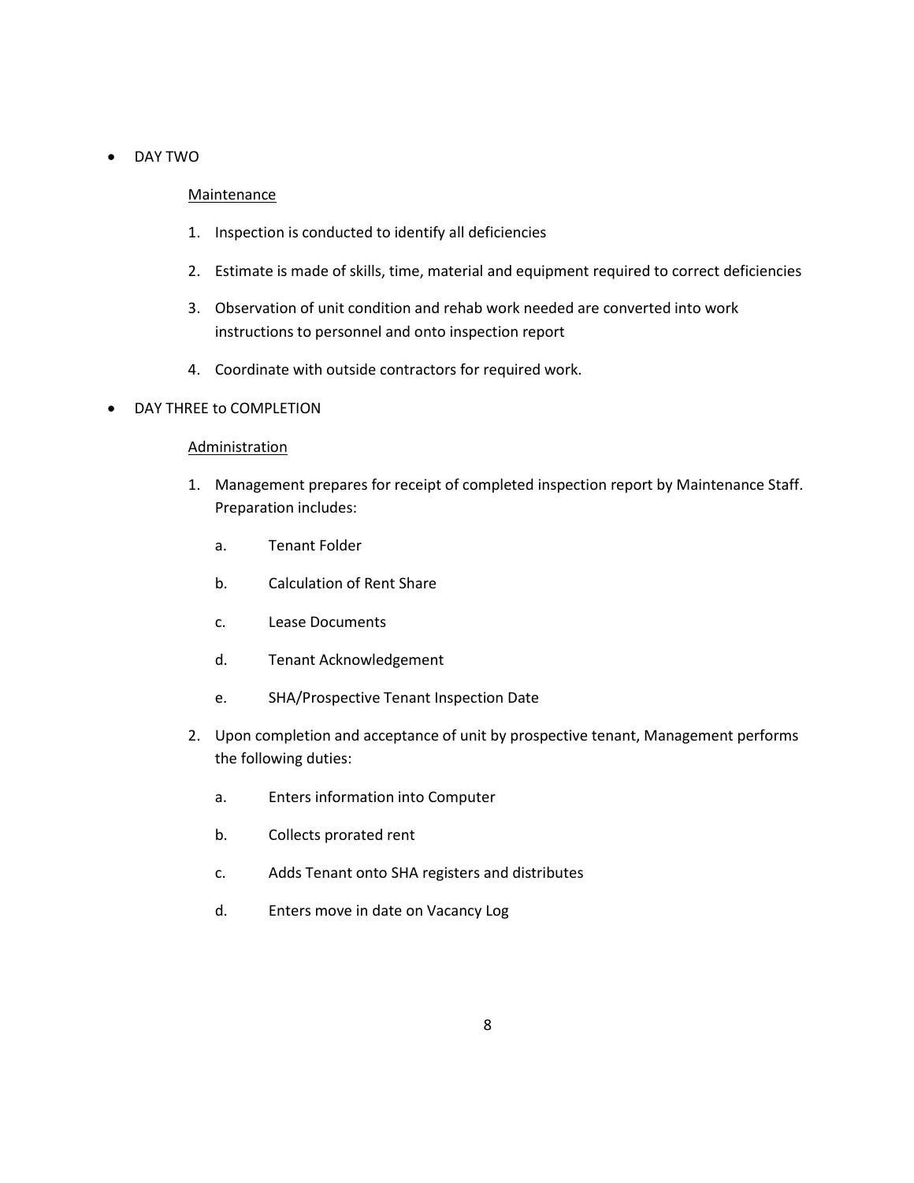- DAY TWO

  Maintenance

  1. Inspection is conducted to identify all deficiencies
  2. Estimate is made of skills, time, material and equipment required to correct deficiencies
  3. Observation of unit condition and rehab work needed are converted into work instructions to personnel and onto inspection report
  4. Coordinate with outside contractors for required work.

- DAY THREE to COMPLETION

  Administration

  1. Management prepares for receipt of completed inspection report by Maintenance Staff. Preparation includes:
     a. Tenant Folder
     b. Calculation of Rent Share
     c. Lease Documents
     d. Tenant Acknowledgement
     e. SHA/Prospective Tenant Inspection Date
  2. Upon completion and acceptance of unit by prospective tenant, Management performs the following duties:
     a. Enters information into Computer
     b. Collects prorated rent
     c. Adds Tenant onto SHA registers and distributes
     d. Enters move in date on Vacancy Log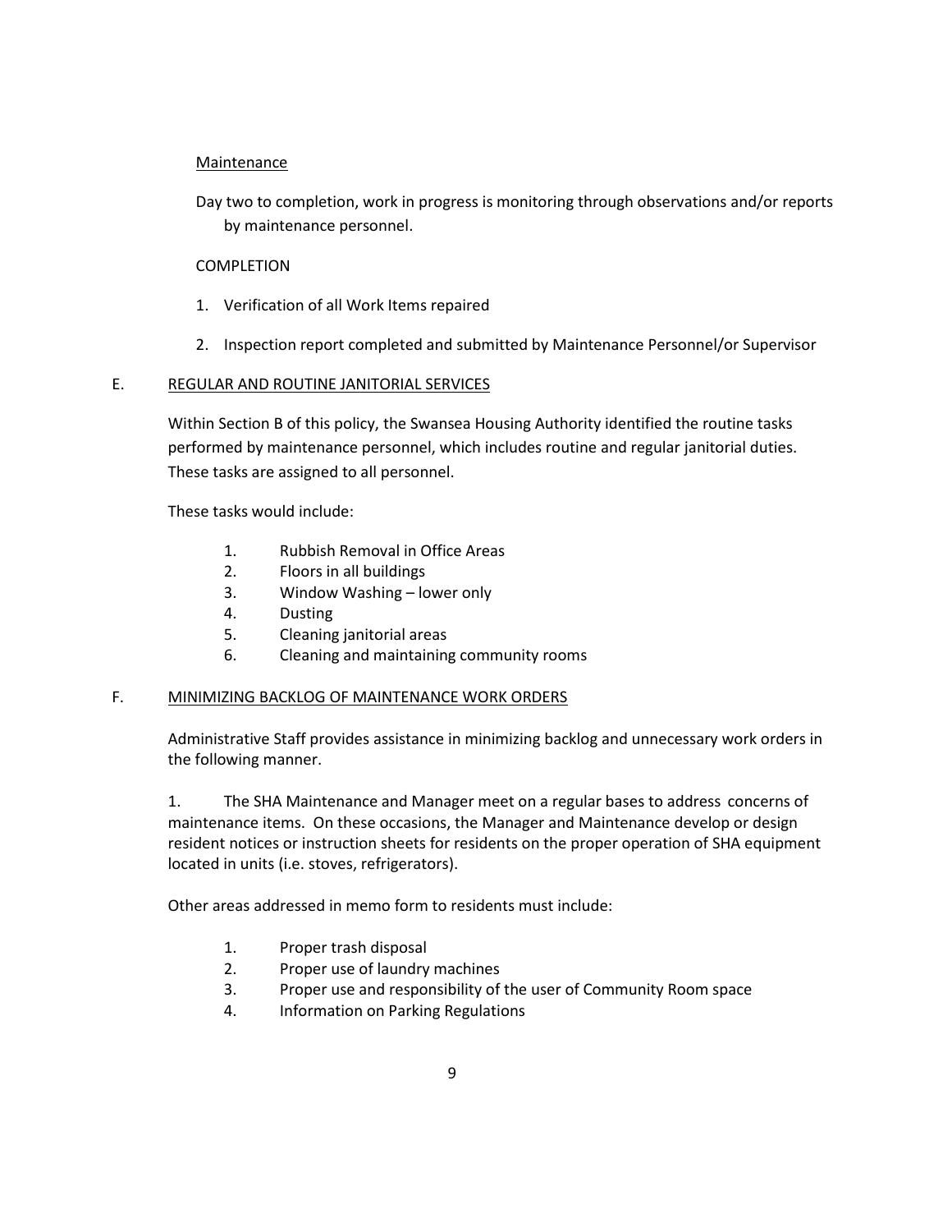Maintenance

Day two to completion, work in progress is monitoring through observations and/or reports by maintenance personnel.

COMPLETION

1. Verification of all Work Items repaired
2. Inspection report completed and submitted by Maintenance Personnel/or Supervisor

## E. REGULAR AND ROUTINE JANITORIAL SERVICES

Within Section B of this policy, the Swansea Housing Authority identified the routine tasks performed by maintenance personnel, which includes routine and regular janitorial duties. These tasks are assigned to all personnel.

These tasks would include:

1. Rubbish Removal in Office Areas
2. Floors in all buildings
3. Window Washing – lower only
4. Dusting
5. Cleaning janitorial areas
6. Cleaning and maintaining community rooms

## F. MINIMIZING BACKLOG OF MAINTENANCE WORK ORDERS

Administrative Staff provides assistance in minimizing backlog and unnecessary work orders in the following manner.

1. The SHA Maintenance and Manager meet on a regular bases to address concerns of maintenance items. On these occasions, the Manager and Maintenance develop or design resident notices or instruction sheets for residents on the proper operation of SHA equipment located in units (i.e. stoves, refrigerators).

Other areas addressed in memo form to residents must include:

1. Proper trash disposal
2. Proper use of laundry machines
3. Proper use and responsibility of the user of Community Room space
4. Information on Parking Regulations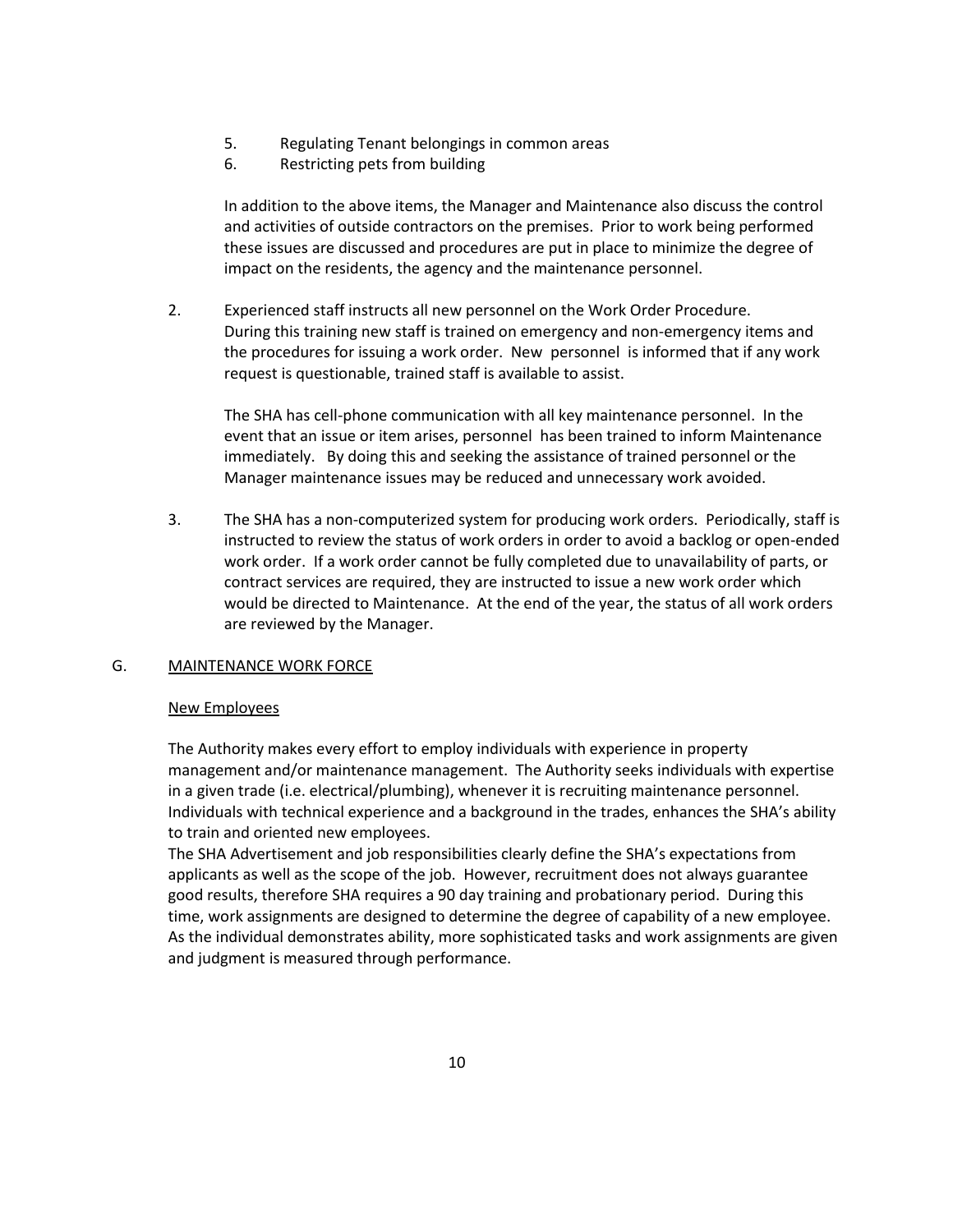5. Regulating Tenant belongings in common areas
6. Restricting pets from building

In addition to the above items, the Manager and Maintenance also discuss the control and activities of outside contractors on the premises. Prior to work being performed these issues are discussed and procedures are put in place to minimize the degree of impact on the residents, the agency and the maintenance personnel.

2. Experienced staff instructs all new personnel on the Work Order Procedure. During this training new staff is trained on emergency and non-emergency items and the procedures for issuing a work order. New personnel is informed that if any work request is questionable, trained staff is available to assist.

   The SHA has cell-phone communication with all key maintenance personnel. In the event that an issue or item arises, personnel has been trained to inform Maintenance immediately. By doing this and seeking the assistance of trained personnel or the Manager maintenance issues may be reduced and unnecessary work avoided.

3. The SHA has a non-computerized system for producing work orders. Periodically, staff is instructed to review the status of work orders in order to avoid a backlog or open-ended work order. If a work order cannot be fully completed due to unavailability of parts, or contract services are required, they are instructed to issue a new work order which would be directed to Maintenance. At the end of the year, the status of all work orders are reviewed by the Manager.

## G. MAINTENANCE WORK FORCE

### New Employees

The Authority makes every effort to employ individuals with experience in property management and/or maintenance management. The Authority seeks individuals with expertise in a given trade (i.e. electrical/plumbing), whenever it is recruiting maintenance personnel. Individuals with technical experience and a background in the trades, enhances the SHA's ability to train and oriented new employees.
The SHA Advertisement and job responsibilities clearly define the SHA's expectations from applicants as well as the scope of the job. However, recruitment does not always guarantee good results, therefore SHA requires a 90 day training and probationary period. During this time, work assignments are designed to determine the degree of capability of a new employee. As the individual demonstrates ability, more sophisticated tasks and work assignments are given and judgment is measured through performance.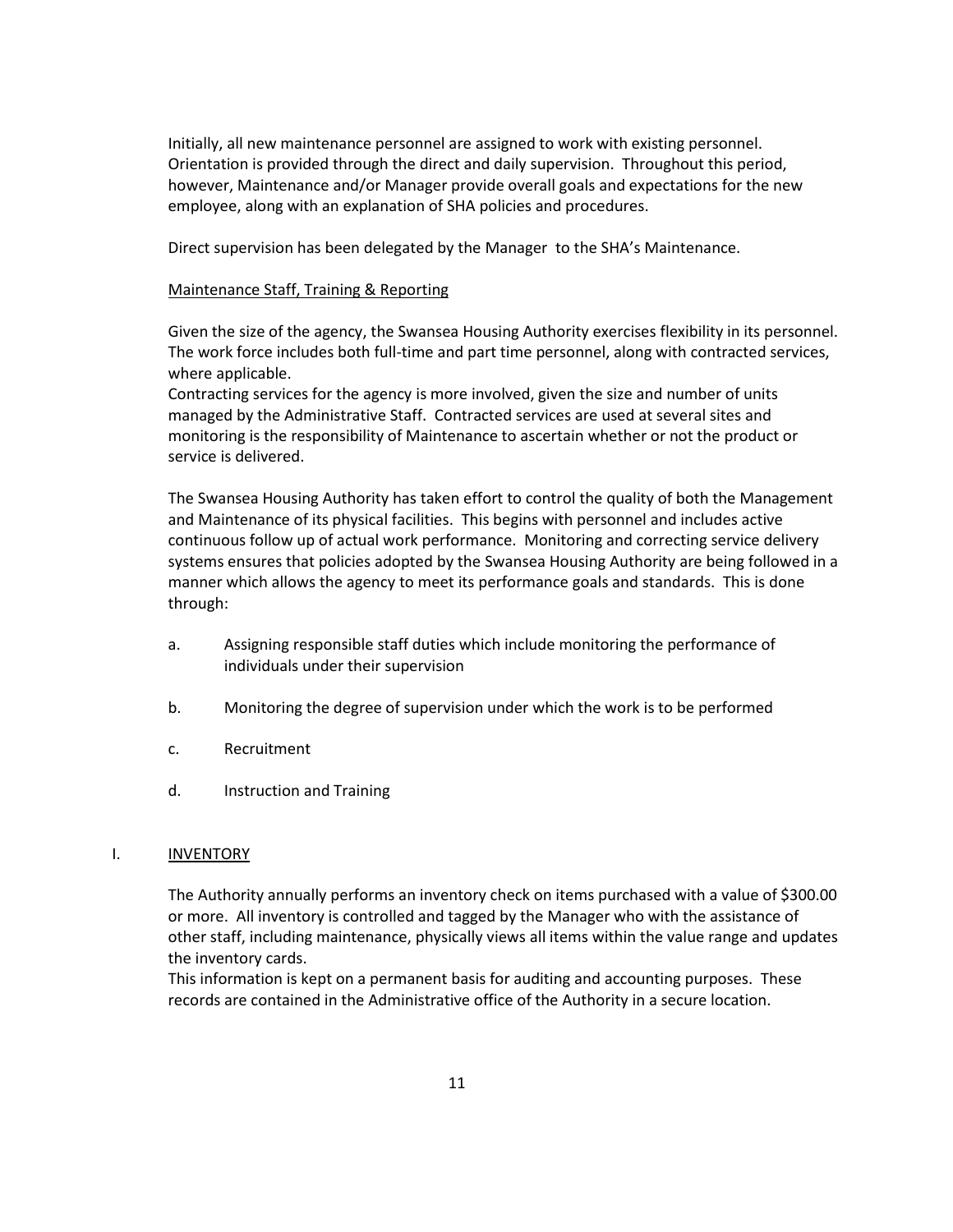Initially, all new maintenance personnel are assigned to work with existing personnel. Orientation is provided through the direct and daily supervision. Throughout this period, however, Maintenance and/or Manager provide overall goals and expectations for the new employee, along with an explanation of SHA policies and procedures.

Direct supervision has been delegated by the Manager to the SHA's Maintenance.

<u>Maintenance Staff, Training & Reporting</u>

Given the size of the agency, the Swansea Housing Authority exercises flexibility in its personnel. The work force includes both full-time and part time personnel, along with contracted services, where applicable.
Contracting services for the agency is more involved, given the size and number of units managed by the Administrative Staff. Contracted services are used at several sites and monitoring is the responsibility of Maintenance to ascertain whether or not the product or service is delivered.

The Swansea Housing Authority has taken effort to control the quality of both the Management and Maintenance of its physical facilities. This begins with personnel and includes active continuous follow up of actual work performance. Monitoring and correcting service delivery systems ensures that policies adopted by the Swansea Housing Authority are being followed in a manner which allows the agency to meet its performance goals and standards. This is done through:

a. Assigning responsible staff duties which include monitoring the performance of individuals under their supervision

b. Monitoring the degree of supervision under which the work is to be performed

c. Recruitment

d. Instruction and Training

## I. INVENTORY

The Authority annually performs an inventory check on items purchased with a value of $300.00 or more. All inventory is controlled and tagged by the Manager who with the assistance of other staff, including maintenance, physically views all items within the value range and updates the inventory cards.
This information is kept on a permanent basis for auditing and accounting purposes. These records are contained in the Administrative office of the Authority in a secure location.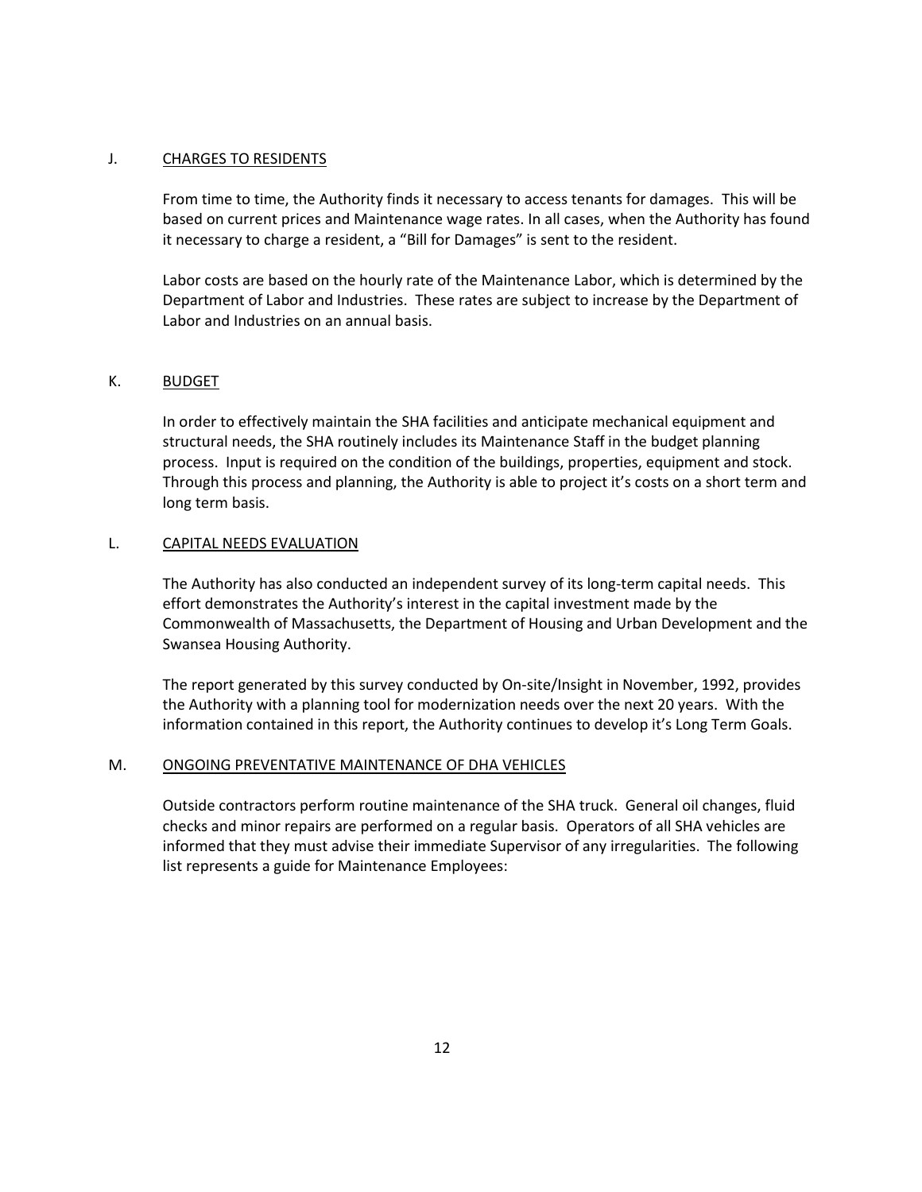J. <u>CHARGES TO RESIDENTS</u>

From time to time, the Authority finds it necessary to access tenants for damages. This will be based on current prices and Maintenance wage rates. In all cases, when the Authority has found it necessary to charge a resident, a "Bill for Damages" is sent to the resident.

Labor costs are based on the hourly rate of the Maintenance Labor, which is determined by the Department of Labor and Industries. These rates are subject to increase by the Department of Labor and Industries on an annual basis.

K. <u>BUDGET</u>

In order to effectively maintain the SHA facilities and anticipate mechanical equipment and structural needs, the SHA routinely includes its Maintenance Staff in the budget planning process. Input is required on the condition of the buildings, properties, equipment and stock. Through this process and planning, the Authority is able to project it's costs on a short term and long term basis.

L. <u>CAPITAL NEEDS EVALUATION</u>

The Authority has also conducted an independent survey of its long-term capital needs. This effort demonstrates the Authority's interest in the capital investment made by the Commonwealth of Massachusetts, the Department of Housing and Urban Development and the Swansea Housing Authority.

The report generated by this survey conducted by On-site/Insight in November, 1992, provides the Authority with a planning tool for modernization needs over the next 20 years. With the information contained in this report, the Authority continues to develop it's Long Term Goals.

M. <u>ONGOING PREVENTATIVE MAINTENANCE OF DHA VEHICLES</u>

Outside contractors perform routine maintenance of the SHA truck. General oil changes, fluid checks and minor repairs are performed on a regular basis. Operators of all SHA vehicles are informed that they must advise their immediate Supervisor of any irregularities. The following list represents a guide for Maintenance Employees: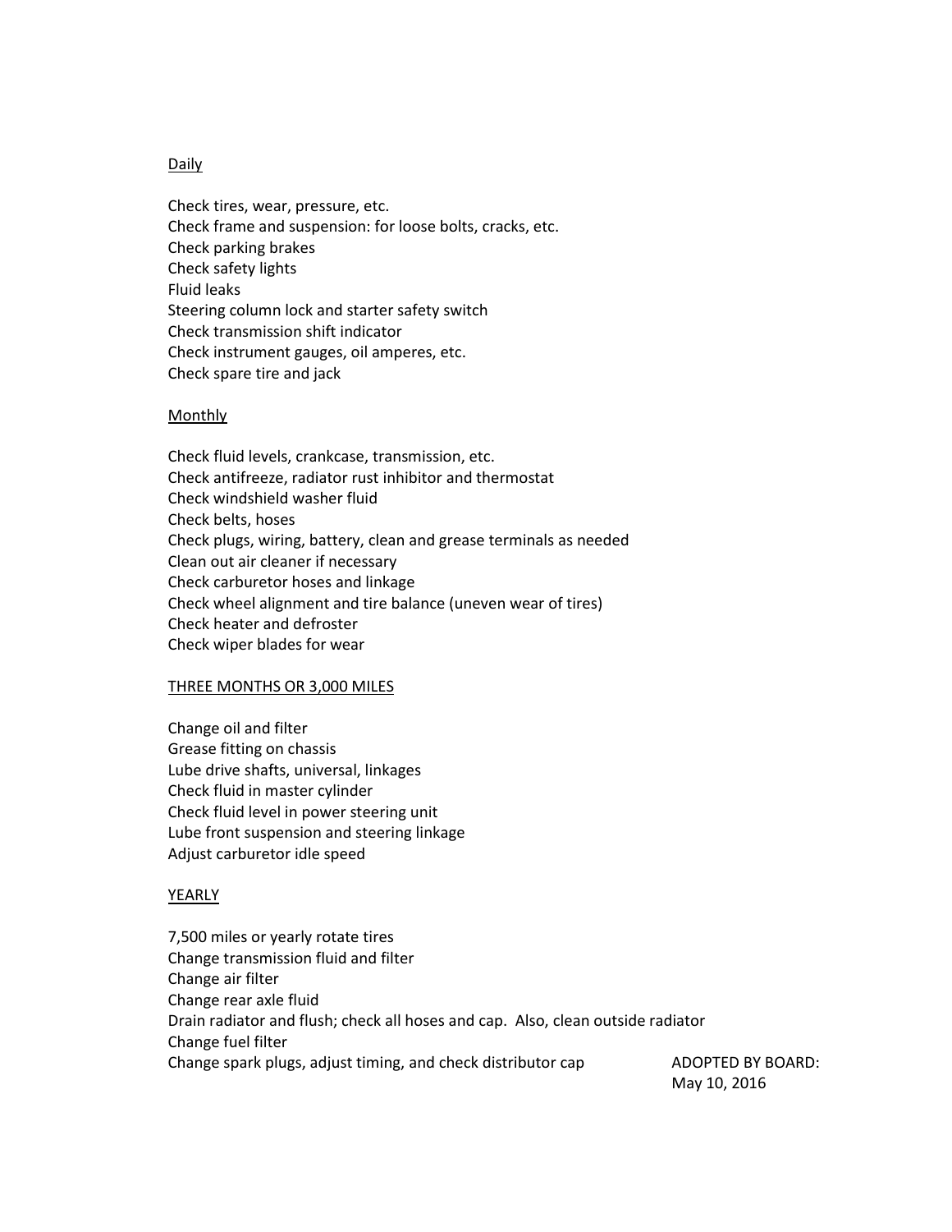Daily

Check tires, wear, pressure, etc.
Check frame and suspension: for loose bolts, cracks, etc.
Check parking brakes
Check safety lights
Fluid leaks
Steering column lock and starter safety switch
Check transmission shift indicator
Check instrument gauges, oil amperes, etc.
Check spare tire and jack

Monthly

Check fluid levels, crankcase, transmission, etc.
Check antifreeze, radiator rust inhibitor and thermostat
Check windshield washer fluid
Check belts, hoses
Check plugs, wiring, battery, clean and grease terminals as needed
Clean out air cleaner if necessary
Check carburetor hoses and linkage
Check wheel alignment and tire balance (uneven wear of tires)
Check heater and defroster
Check wiper blades for wear

THREE MONTHS OR 3,000 MILES

Change oil and filter
Grease fitting on chassis
Lube drive shafts, universal, linkages
Check fluid in master cylinder
Check fluid level in power steering unit
Lube front suspension and steering linkage
Adjust carburetor idle speed

YEARLY

7,500 miles or yearly rotate tires
Change transmission fluid and filter
Change air filter
Change rear axle fluid
Drain radiator and flush; check all hoses and cap. Also, clean outside radiator
Change fuel filter
Change spark plugs, adjust timing, and check distributor cap

ADOPTED BY BOARD:
May 10, 2016